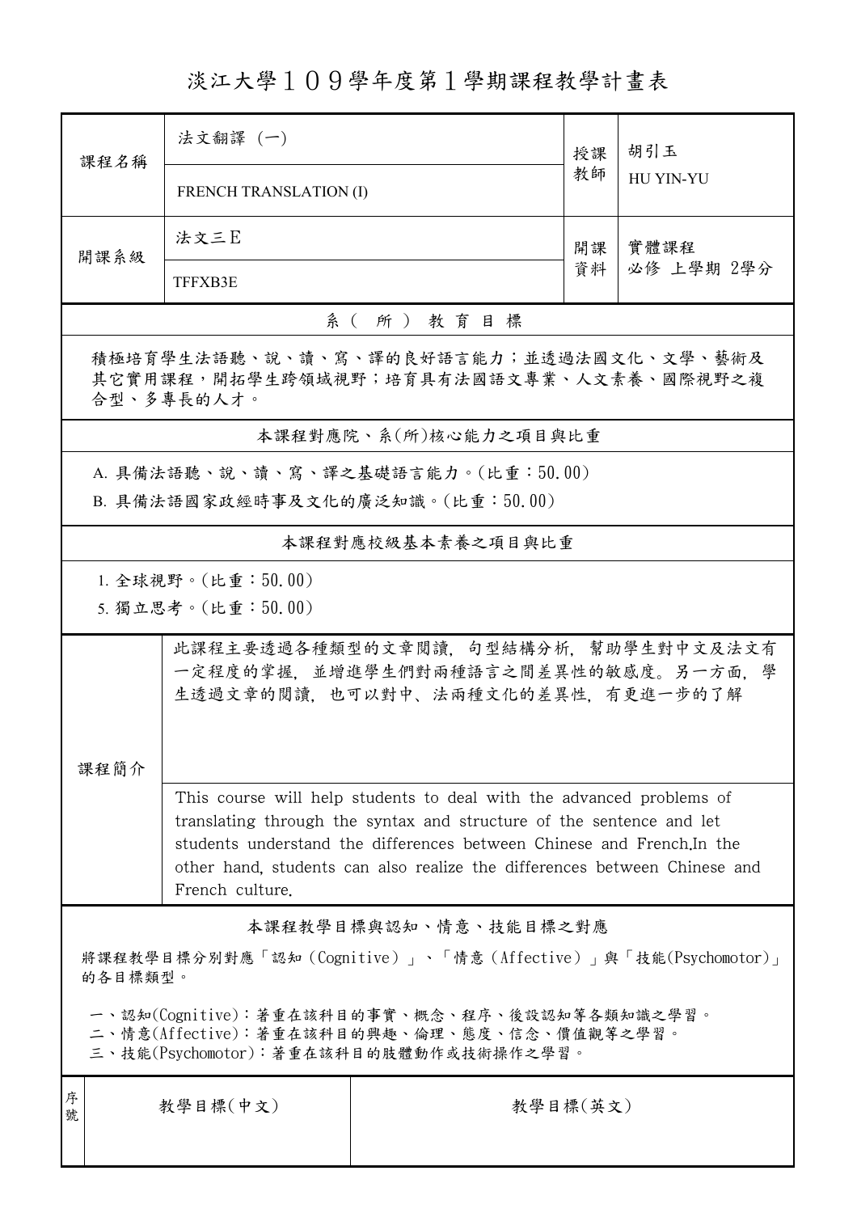# 淡江大學１０９學年度第１學期課程教學計畫表

| 課程名稱 | 法文翻譯 (一) FRENCH TRANSLATION (I) | 授課教師 | 胡引玉 HU YIN-YU |
|---|---|---|---|
| 開課系級 | 法文三E TFFXB3E | 開課資料 | 實體課程 必修 上學期 2學分 |

## 系（所）教育目標

積極培育學生法語聽、說、讀、寫、譯的良好語言能力；並透過法國文化、文學、藝術及其它實用課程，開拓學生跨領域視野；培育具有法國語文專業、人文素養、國際視野之複合型、多專長的人才。

## 本課程對應院、系(所)核心能力之項目與比重

A. 具備法語聽、說、讀、寫、譯之基礎語言能力。(比重：50.00)

B. 具備法語國家政經時事及文化的廣泛知識。(比重：50.00)

## 本課程對應校級基本素養之項目與比重

1. 全球視野。(比重：50.00)

5. 獨立思考。(比重：50.00)

## 課程簡介

此課程主要透過各種類型的文章閱讀，句型結構分析，幫助學生對中文及法文有一定程度的掌握，並增進學生們對兩種語言之間差異性的敏感度。另一方面，學生透過文章的閱讀，也可以對中、法兩種文化的差異性，有更進一步的了解

This course will help students to deal with the advanced problems of translating through the syntax and structure of the sentence and let students understand the differences between Chinese and French.In the other hand, students can also realize the differences between Chinese and French culture.

## 本課程教學目標與認知、情意、技能目標之對應

將課程教學目標分別對應「認知（Cognitive）」、「情意（Affective）」與「技能(Psychomotor)」的各目標類型。

一、認知(Cognitive)：著重在該科目的事實、概念、程序、後設認知等各類知識之學習。
二、情意(Affective)：著重在該科目的興趣、倫理、態度、信念、價值觀等之學習。
三、技能(Psychomotor)：著重在該科目的肢體動作或技術操作之學習。

| 序號 | 教學目標(中文) | 教學目標(英文) |
|---|---|---|
| | | |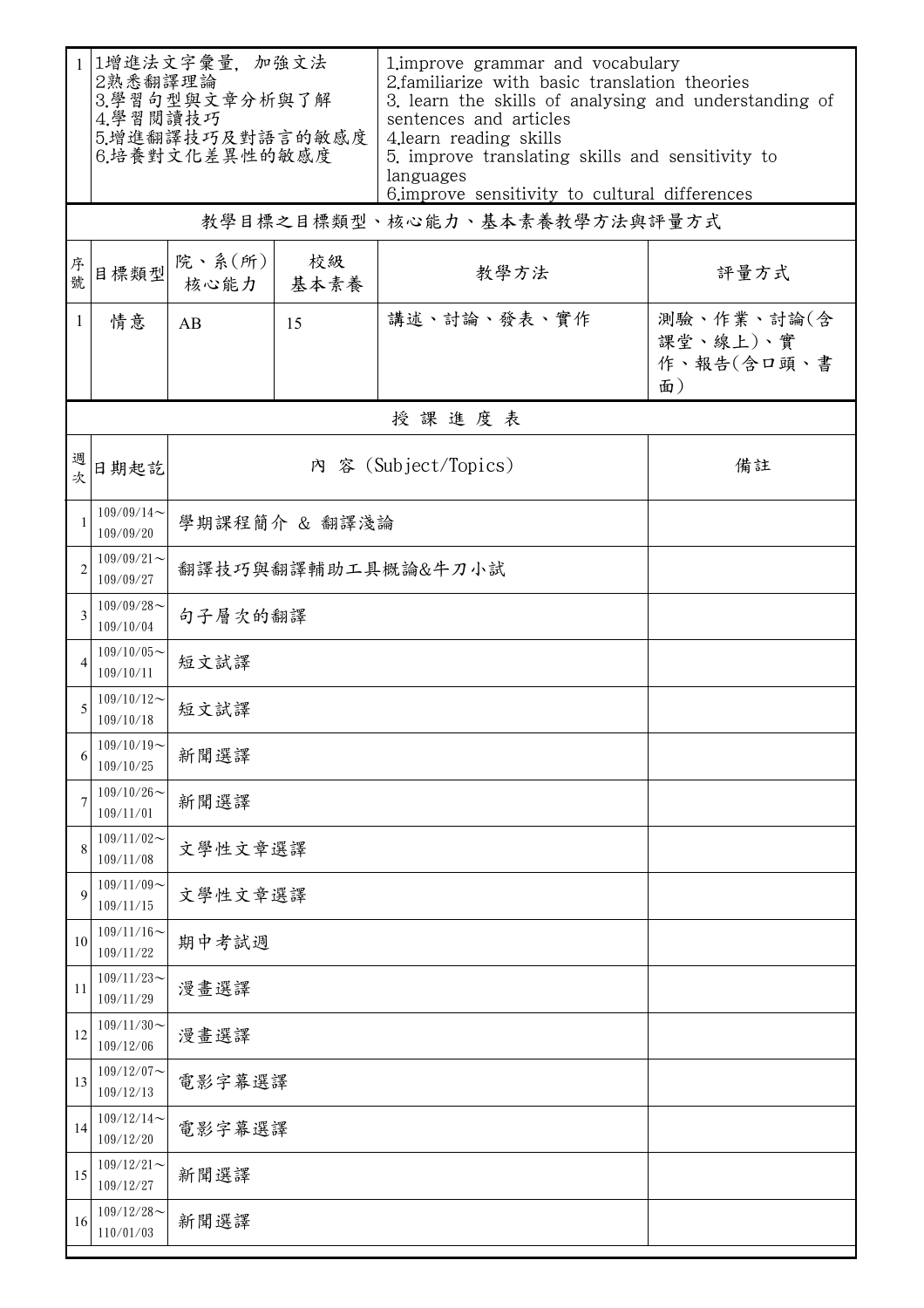| 1 | 1增進法文字彙量, 加強文法<br>2熟悉翻譯理論<br>3.學習句型與文章分析與了解<br>4.學習閱讀技巧<br>5.增進翻譯技巧及對語言的敏感度<br>6.培養對文化差異性的敏感度 | 1.improve grammar and vocabulary<br>2.familiarize with basic translation theories<br>3. learn the skills of analysing and understanding of sentences and articles<br>4.learn reading skills<br>5. improve translating skills and sensitivity to languages<br>6.improve sensitivity to cultural differences |
|---|---|---|

## 教學目標之目標類型、核心能力、基本素養教學方法與評量方式

| 序號 | 目標類型 | 院、系(所)核心能力 | 校級基本素養 | 教學方法 | 評量方式 |
|---|---|---|---|---|---|
| 1 | 情意 | AB | 15 | 講述、討論、發表、實作 | 測驗、作業、討論(含課堂、線上)、實作、報告(含口頭、書面) |

## 授 課 進 度 表

| 週次 | 日期起訖 | 內 容 (Subject/Topics) | 備註 |
|---|---|---|---|
| 1 | 109/09/14～109/09/20 | 學期課程簡介 & 翻譯淺論 | |
| 2 | 109/09/21～109/09/27 | 翻譯技巧與翻譯輔助工具概論&牛刀小試 | |
| 3 | 109/09/28～109/10/04 | 句子層次的翻譯 | |
| 4 | 109/10/05～109/10/11 | 短文試譯 | |
| 5 | 109/10/12～109/10/18 | 短文試譯 | |
| 6 | 109/10/19～109/10/25 | 新聞選譯 | |
| 7 | 109/10/26～109/11/01 | 新聞選譯 | |
| 8 | 109/11/02～109/11/08 | 文學性文章選譯 | |
| 9 | 109/11/09～109/11/15 | 文學性文章選譯 | |
| 10 | 109/11/16～109/11/22 | 期中考試週 | |
| 11 | 109/11/23～109/11/29 | 漫畫選譯 | |
| 12 | 109/11/30～109/12/06 | 漫畫選譯 | |
| 13 | 109/12/07～109/12/13 | 電影字幕選譯 | |
| 14 | 109/12/14～109/12/20 | 電影字幕選譯 | |
| 15 | 109/12/21～109/12/27 | 新聞選譯 | |
| 16 | 109/12/28～110/01/03 | 新聞選譯 | |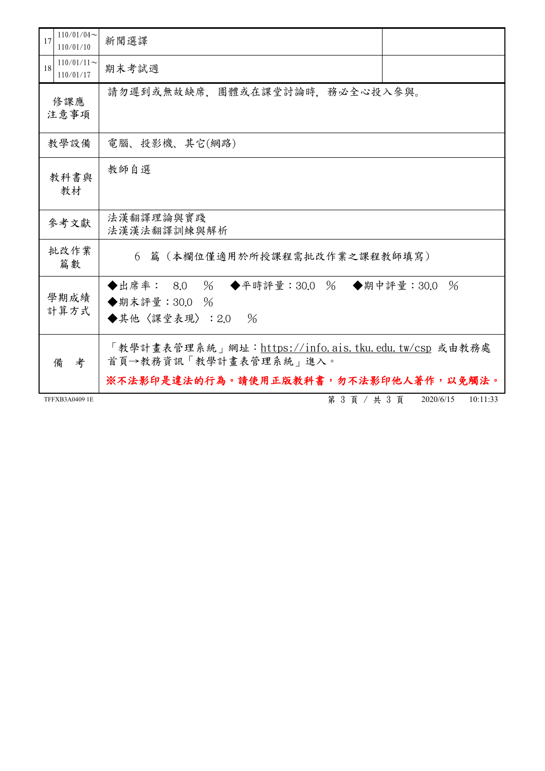| | | | |
|---|---|---|---|
| 17 | 110/01/04～<br>110/01/10 | 新聞選譯 | |
| 18 | 110/01/11～<br>110/01/17 | 期末考試週 | |

| | |
|---|---|
| 修課應<br>注意事項 | 請勿遲到或無故缺席，團體或在課堂討論時，務必全心投入參與。 |
| 教學設備 | 電腦、投影機、其它(網路) |
| 教科書與<br>教材 | 教師自選 |
| 參考文獻 | 法漢翻譯理論與實踐<br>法漢漢法翻譯訓練與解析 |
| 批改作業<br>篇數 | 6 篇（本欄位僅適用於所授課程需批改作業之課程教師填寫） |
| 學期成績<br>計算方式 | ◆出席率： 8.0 ％ ◆平時評量：30.0 ％ ◆期中評量：30.0 ％<br>◆期末評量：30.0 ％<br>◆其他〈課堂表現〉：2.0 ％ |
| 備 考 | 「教學計畫表管理系統」網址：https://info.ais.tku.edu.tw/csp 或由教務處首頁→教務資訊「教學計畫表管理系統」進入。<br>**※不法影印是違法的行為。請使用正版教科書，勿不法影印他人著作，以免觸法。** |

TFFXB3A0409 1E 2020/6/15 10:11:33